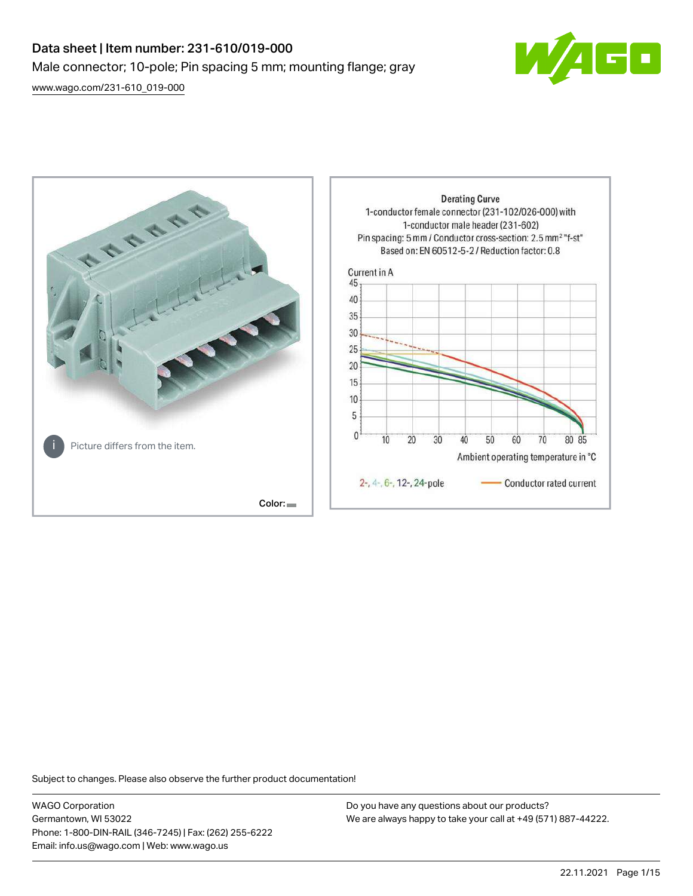# Data sheet | Item number: 231-610/019-000

Male connector; 10-pole; Pin spacing 5 mm; mounting flange; gray

www.wago.com/231-610_019-000

Picture differs from the item.

Color:

Derating Curve
1-conductor female connector (231-102/026-000) with
1-conductor male header (231-602)
Pin spacing: 5 mm / Conductor cross-section: 2.5 mm² "f-st"
Based on: EN 60512-5-2 / Reduction factor: 0.8

Current in A
45
40
35
30
25
20
15
10
5
0
10 20 30 40 50 60 70 80 85
Ambient operating temperature in °C

2-, 4-, 6-, 12-, 24-pole
Conductor rated current

Subject to changes. Please also observe the further product documentation!

WAGO Corporation
Germantown, WI 53022
Phone: 1-800-DIN-RAIL (346-7245) | Fax: (262) 255-6222
Email: info.us@wago.com | Web: www.wago.us

Do you have any questions about our products?
We are always happy to take your call at +49 (571) 887-44222.

22.11.2021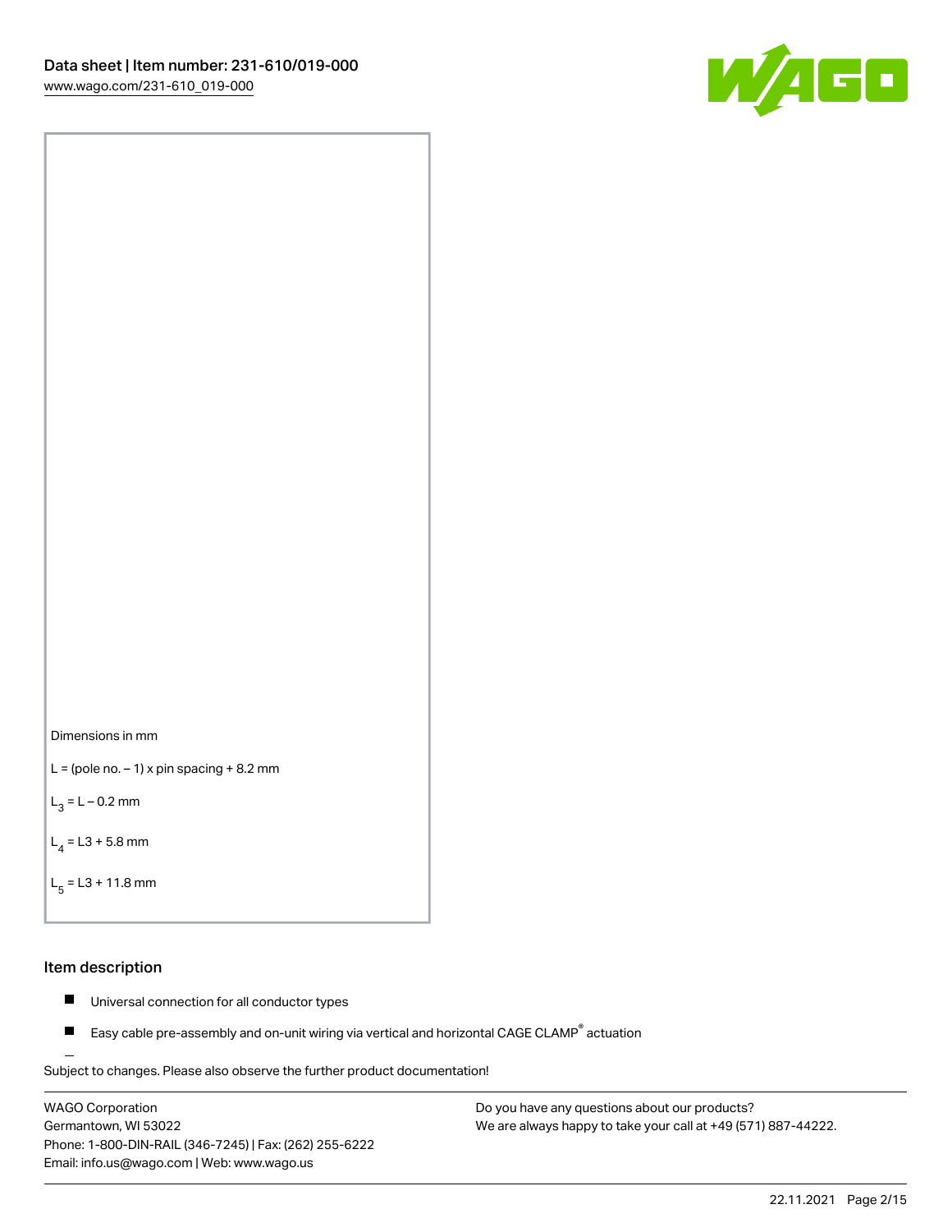Dimensions in mm

L = (pole no. – 1) x pin spacing + 8.2 mm

$L_3$ = L – 0.2 mm

$L_4$ = L3 + 5.8 mm

$L_5$ = L3 + 11.8 mm

## Item description

- Universal connection for all conductor types
- Easy cable pre-assembly and on-unit wiring via vertical and horizontal CAGE CLAMP® actuation

Subject to changes. Please also observe the further product documentation!

WAGO Corporation
Germantown, WI 53022
Phone: 1-800-DIN-RAIL (346-7245) | Fax: (262) 255-6222
Email: info.us@wago.com | Web: www.wago.us

Do you have any questions about our products?
We are always happy to take your call at +49 (571) 887-44222.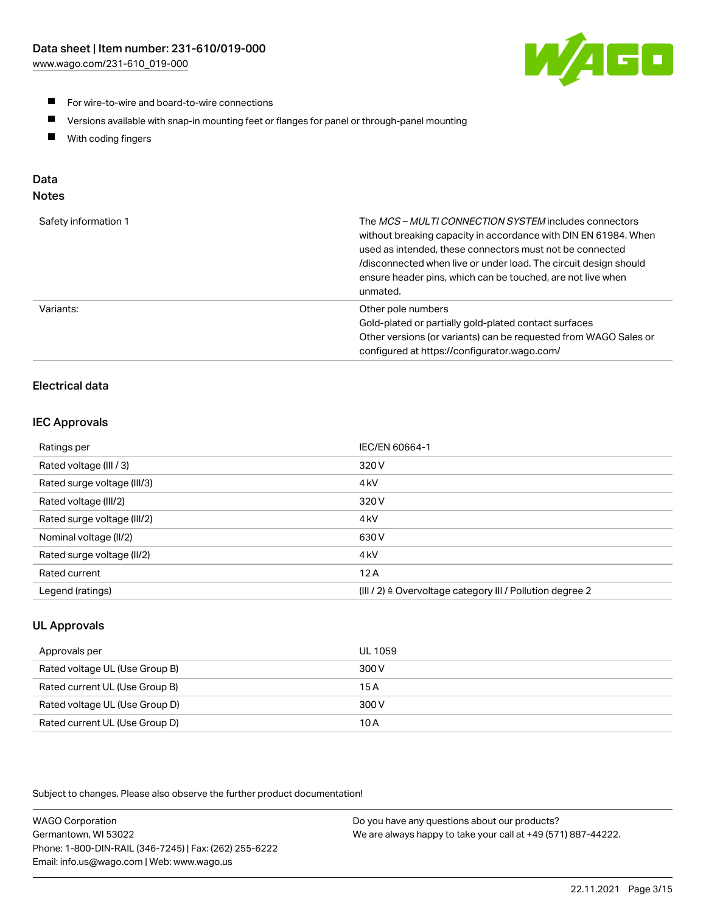- For wire-to-wire and board-to-wire connections
- Versions available with snap-in mounting feet or flanges for panel or through-panel mounting
- With coding fingers

## Data
### Notes

| | |
|---|---|
| Safety information 1 | The *MCS – MULTI CONNECTION SYSTEM* includes connectors without breaking capacity in accordance with DIN EN 61984. When used as intended, these connectors must not be connected /disconnected when live or under load. The circuit design should ensure header pins, which can be touched, are not live when unmated. |
| Variants: | Other pole numbers<br>Gold-plated or partially gold-plated contact surfaces<br>Other versions (or variants) can be requested from WAGO Sales or configured at https://configurator.wago.com/ |

### Electrical data

### IEC Approvals

| | |
|---|---|
| Ratings per | IEC/EN 60664-1 |
| Rated voltage (III / 3) | 320 V |
| Rated surge voltage (III/3) | 4 kV |
| Rated voltage (III/2) | 320 V |
| Rated surge voltage (III/2) | 4 kV |
| Nominal voltage (II/2) | 630 V |
| Rated surge voltage (II/2) | 4 kV |
| Rated current | 12 A |
| Legend (ratings) | (III / 2) ≙ Overvoltage category III / Pollution degree 2 |

### UL Approvals

| | |
|---|---|
| Approvals per | UL 1059 |
| Rated voltage UL (Use Group B) | 300 V |
| Rated current UL (Use Group B) | 15 A |
| Rated voltage UL (Use Group D) | 300 V |
| Rated current UL (Use Group D) | 10 A |

Subject to changes. Please also observe the further product documentation!

WAGO Corporation
Germantown, WI 53022
Phone: 1-800-DIN-RAIL (346-7245) | Fax: (262) 255-6222
Email: info.us@wago.com | Web: www.wago.us

Do you have any questions about our products?
We are always happy to take your call at +49 (571) 887-44222.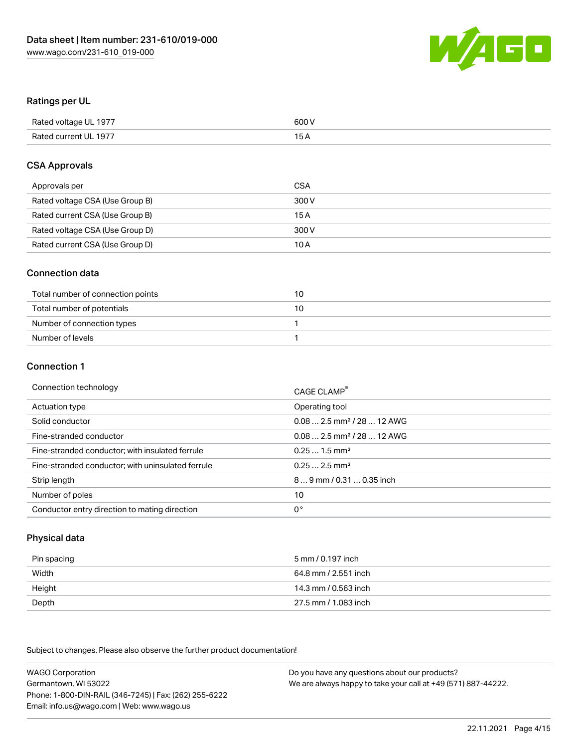## Ratings per UL

| | |
|---|---|
| Rated voltage UL 1977 | 600 V |
| Rated current UL 1977 | 15 A |

## CSA Approvals

| | |
|---|---|
| Approvals per | CSA |
| Rated voltage CSA (Use Group B) | 300 V |
| Rated current CSA (Use Group B) | 15 A |
| Rated voltage CSA (Use Group D) | 300 V |
| Rated current CSA (Use Group D) | 10 A |

## Connection data

| | |
|---|---|
| Total number of connection points | 10 |
| Total number of potentials | 10 |
| Number of connection types | 1 |
| Number of levels | 1 |

## Connection 1

| | |
|---|---|
| Connection technology | CAGE CLAMP® |
| Actuation type | Operating tool |
| Solid conductor | 0.08 … 2.5 mm² / 28 … 12 AWG |
| Fine-stranded conductor | 0.08 … 2.5 mm² / 28 … 12 AWG |
| Fine-stranded conductor; with insulated ferrule | 0.25 … 1.5 mm² |
| Fine-stranded conductor; with uninsulated ferrule | 0.25 … 2.5 mm² |
| Strip length | 8 … 9 mm / 0.31 … 0.35 inch |
| Number of poles | 10 |
| Conductor entry direction to mating direction | 0 ° |

## Physical data

| | |
|---|---|
| Pin spacing | 5 mm / 0.197 inch |
| Width | 64.8 mm / 2.551 inch |
| Height | 14.3 mm / 0.563 inch |
| Depth | 27.5 mm / 1.083 inch |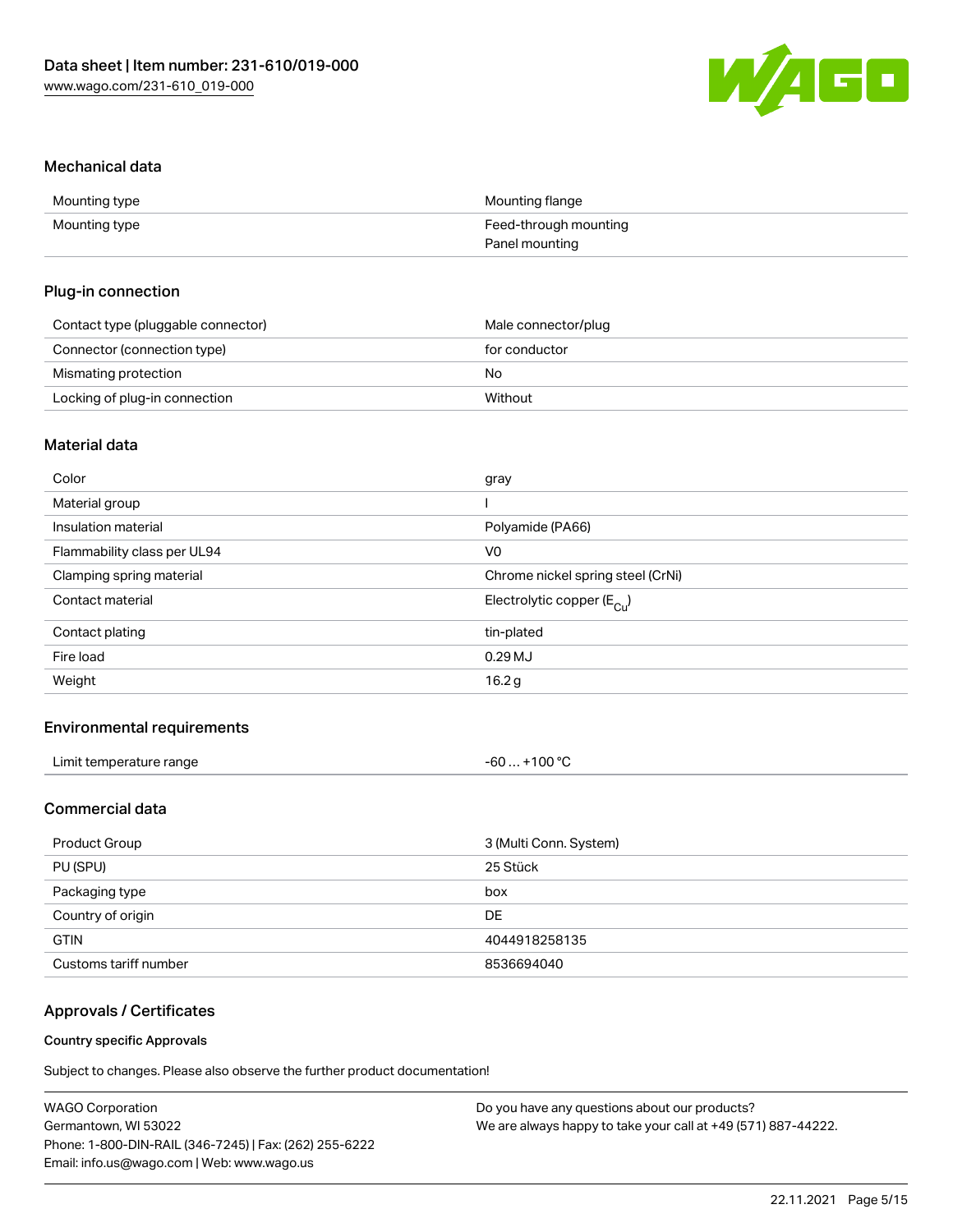## Mechanical data

| | |
|---|---|
| Mounting type | Mounting flange |
| Mounting type | Feed-through mounting<br>Panel mounting |

## Plug-in connection

| | |
|---|---|
| Contact type (pluggable connector) | Male connector/plug |
| Connector (connection type) | for conductor |
| Mismating protection | No |
| Locking of plug-in connection | Without |

## Material data

| | |
|---|---|
| Color | gray |
| Material group | I |
| Insulation material | Polyamide (PA66) |
| Flammability class per UL94 | V0 |
| Clamping spring material | Chrome nickel spring steel (CrNi) |
| Contact material | Electrolytic copper ($E_{Cu}$) |
| Contact plating | tin-plated |
| Fire load | 0.29 MJ |
| Weight | 16.2 g |

## Environmental requirements

| | |
|---|---|
| Limit temperature range | -60 … +100 °C |

## Commercial data

| | |
|---|---|
| Product Group | 3 (Multi Conn. System) |
| PU (SPU) | 25 Stück |
| Packaging type | box |
| Country of origin | DE |
| GTIN | 4044918258135 |
| Customs tariff number | 8536694040 |

## Approvals / Certificates

#### Country specific Approvals

Subject to changes. Please also observe the further product documentation!

WAGO Corporation
Germantown, WI 53022
Phone: 1-800-DIN-RAIL (346-7245) | Fax: (262) 255-6222
Email: info.us@wago.com | Web: www.wago.us

Do you have any questions about our products?
We are always happy to take your call at +49 (571) 887-44222.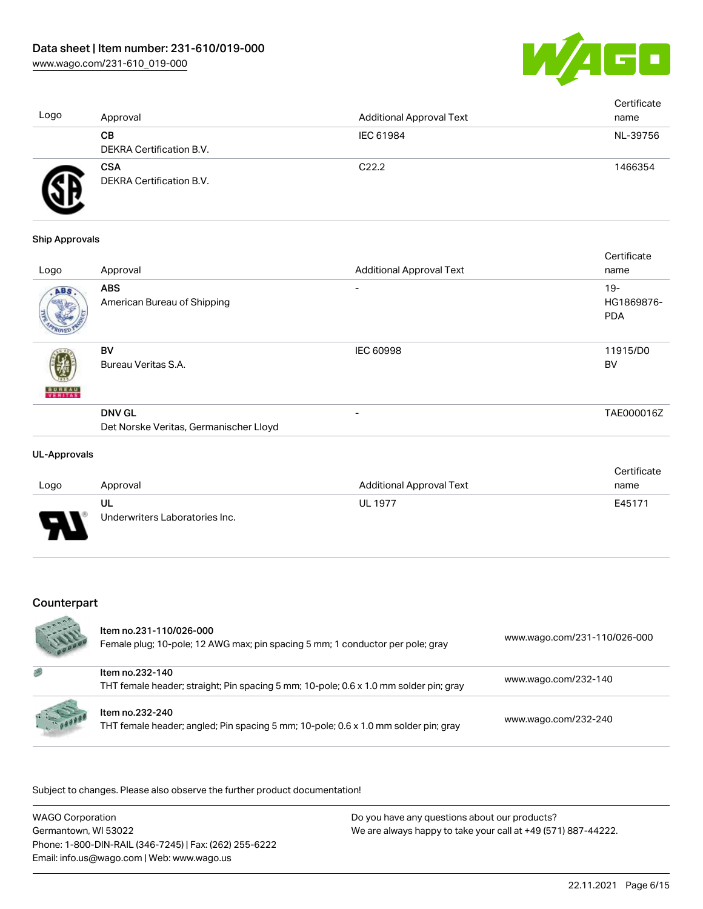| Logo | Approval | Additional Approval Text | Certificate name |
| --- | --- | --- | --- |
| | **CB** DEKRA Certification B.V. | IEC 61984 | NL-39756 |
| | **CSA** DEKRA Certification B.V. | C22.2 | 1466354 |

### Ship Approvals

| Logo | Approval | Additional Approval Text | Certificate name |
| --- | --- | --- | --- |
| | **ABS** American Bureau of Shipping | - | 19-HG1869876-PDA |
| | **BV** Bureau Veritas S.A. | IEC 60998 | 11915/D0 BV |
| | **DNV GL** Det Norske Veritas, Germanischer Lloyd | - | TAE000016Z |

### UL-Approvals

| Logo | Approval | Additional Approval Text | Certificate name |
| --- | --- | --- | --- |
| | **UL** Underwriters Laboratories Inc. | UL 1977 | E45171 |

## Counterpart

| | | |
| --- | --- | --- |
| | Item no.231-110/026-000<br>Female plug; 10-pole; 12 AWG max; pin spacing 5 mm; 1 conductor per pole; gray | www.wago.com/231-110/026-000 |
| | Item no.232-140<br>THT female header; straight; Pin spacing 5 mm; 10-pole; 0.6 x 1.0 mm solder pin; gray | www.wago.com/232-140 |
| | Item no.232-240<br>THT female header; angled; Pin spacing 5 mm; 10-pole; 0.6 x 1.0 mm solder pin; gray | www.wago.com/232-240 |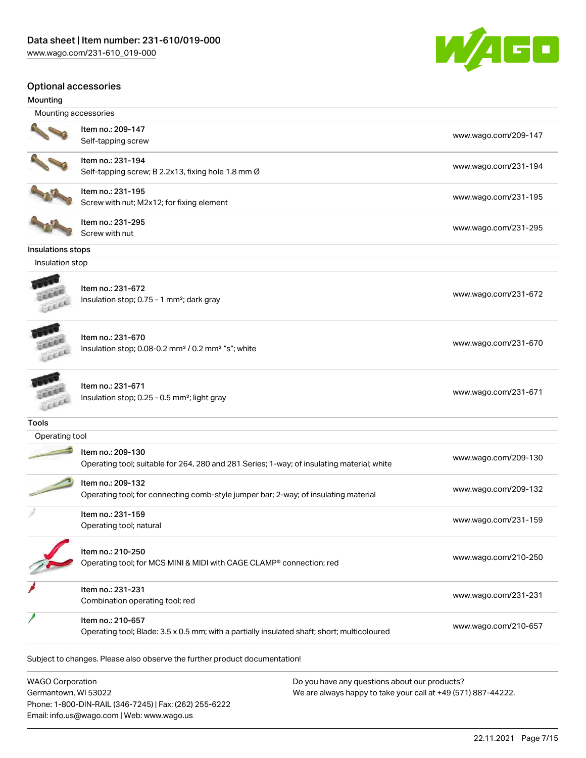Data sheet | Item number: 231-610/019-000
www.wago.com/231-610_019-000

## Optional accessories

### Mounting

| Mounting accessories | |
|---|---|
| Item no.: 209-147<br>Self-tapping screw | www.wago.com/209-147 |
| Item no.: 231-194<br>Self-tapping screw; B 2.2x13, fixing hole 1.8 mm Ø | www.wago.com/231-194 |
| Item no.: 231-195<br>Screw with nut; M2x12; for fixing element | www.wago.com/231-195 |
| Item no.: 231-295<br>Screw with nut | www.wago.com/231-295 |

### Insulations stops

| Insulation stop | |
|---|---|
| Item no.: 231-672<br>Insulation stop; 0.75 - 1 mm²; dark gray | www.wago.com/231-672 |
| Item no.: 231-670<br>Insulation stop; 0.08-0.2 mm² / 0.2 mm² "s"; white | www.wago.com/231-670 |
| Item no.: 231-671<br>Insulation stop; 0.25 - 0.5 mm²; light gray | www.wago.com/231-671 |

### Tools

| Operating tool | |
|---|---|
| Item no.: 209-130<br>Operating tool; suitable for 264, 280 and 281 Series; 1-way; of insulating material; white | www.wago.com/209-130 |
| Item no.: 209-132<br>Operating tool; for connecting comb-style jumper bar; 2-way; of insulating material | www.wago.com/209-132 |
| Item no.: 231-159<br>Operating tool; natural | www.wago.com/231-159 |
| Item no.: 210-250<br>Operating tool; for MCS MINI & MIDI with CAGE CLAMP® connection; red | www.wago.com/210-250 |
| Item no.: 231-231<br>Combination operating tool; red | www.wago.com/231-231 |
| Item no.: 210-657<br>Operating tool; Blade: 3.5 x 0.5 mm; with a partially insulated shaft; short; multicoloured | www.wago.com/210-657 |

Subject to changes. Please also observe the further product documentation!

WAGO Corporation
Germantown, WI 53022
Phone: 1-800-DIN-RAIL (346-7245) | Fax: (262) 255-6222
Email: info.us@wago.com | Web: www.wago.us

Do you have any questions about our products?
We are always happy to take your call at +49 (571) 887-44222.

22.11.2021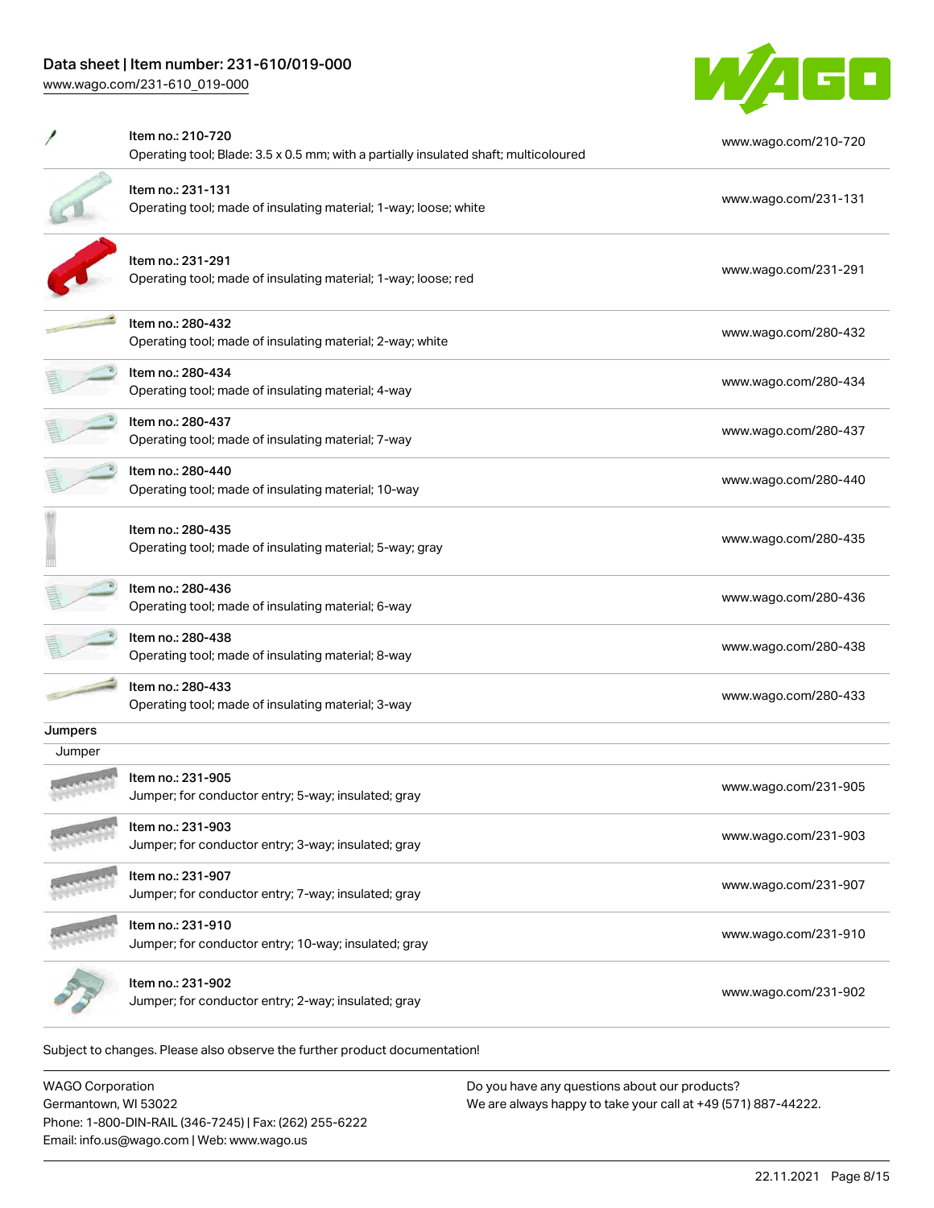| | | |
|---|---|---|
| | Item no.: 210-720<br>Operating tool; Blade: 3.5 x 0.5 mm; with a partially insulated shaft; multicoloured | www.wago.com/210-720 |
| | Item no.: 231-131<br>Operating tool; made of insulating material; 1-way; loose; white | www.wago.com/231-131 |
| | Item no.: 231-291<br>Operating tool; made of insulating material; 1-way; loose; red | www.wago.com/231-291 |
| | Item no.: 280-432<br>Operating tool; made of insulating material; 2-way; white | www.wago.com/280-432 |
| | Item no.: 280-434<br>Operating tool; made of insulating material; 4-way | www.wago.com/280-434 |
| | Item no.: 280-437<br>Operating tool; made of insulating material; 7-way | www.wago.com/280-437 |
| | Item no.: 280-440<br>Operating tool; made of insulating material; 10-way | www.wago.com/280-440 |
| | Item no.: 280-435<br>Operating tool; made of insulating material; 5-way; gray | www.wago.com/280-435 |
| | Item no.: 280-436<br>Operating tool; made of insulating material; 6-way | www.wago.com/280-436 |
| | Item no.: 280-438<br>Operating tool; made of insulating material; 8-way | www.wago.com/280-438 |
| | Item no.: 280-433<br>Operating tool; made of insulating material; 3-way | www.wago.com/280-433 |

## Jumpers

### Jumper

| | | |
|---|---|---|
| | Item no.: 231-905<br>Jumper; for conductor entry; 5-way; insulated; gray | www.wago.com/231-905 |
| | Item no.: 231-903<br>Jumper; for conductor entry; 3-way; insulated; gray | www.wago.com/231-903 |
| | Item no.: 231-907<br>Jumper; for conductor entry; 7-way; insulated; gray | www.wago.com/231-907 |
| | Item no.: 231-910<br>Jumper; for conductor entry; 10-way; insulated; gray | www.wago.com/231-910 |
| | Item no.: 231-902<br>Jumper; for conductor entry; 2-way; insulated; gray | www.wago.com/231-902 |

Subject to changes. Please also observe the further product documentation!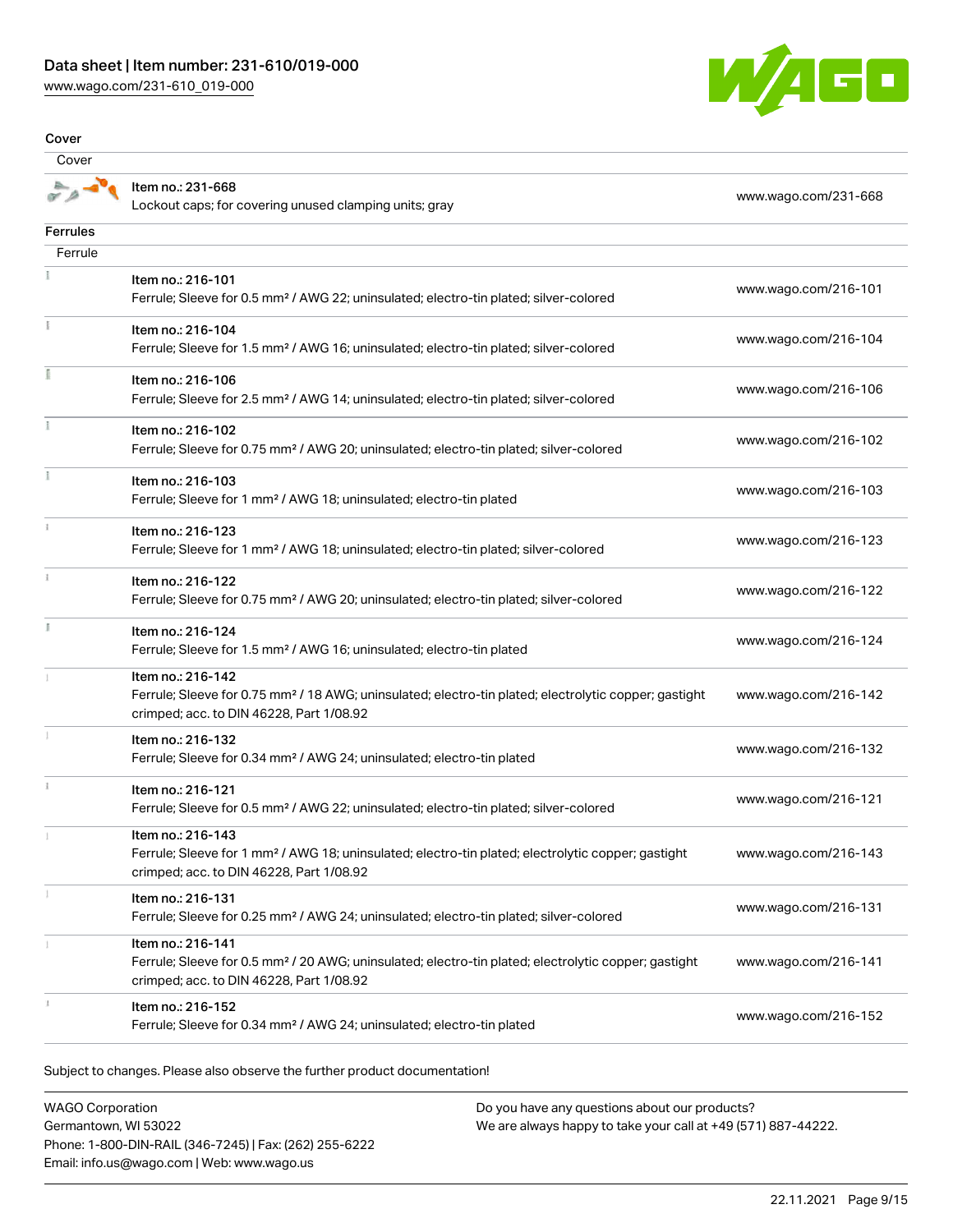## Cover

| Cover | | |
|---|---|---|
| | Item no.: 231-668<br>Lockout caps; for covering unused clamping units; gray | www.wago.com/231-668 |

## Ferrules

| Ferrule | | |
|---|---|---|
| | Item no.: 216-101<br>Ferrule; Sleeve for 0.5 mm² / AWG 22; uninsulated; electro-tin plated; silver-colored | www.wago.com/216-101 |
| | Item no.: 216-104<br>Ferrule; Sleeve for 1.5 mm² / AWG 16; uninsulated; electro-tin plated; silver-colored | www.wago.com/216-104 |
| | Item no.: 216-106<br>Ferrule; Sleeve for 2.5 mm² / AWG 14; uninsulated; electro-tin plated; silver-colored | www.wago.com/216-106 |
| | Item no.: 216-102<br>Ferrule; Sleeve for 0.75 mm² / AWG 20; uninsulated; electro-tin plated; silver-colored | www.wago.com/216-102 |
| | Item no.: 216-103<br>Ferrule; Sleeve for 1 mm² / AWG 18; uninsulated; electro-tin plated | www.wago.com/216-103 |
| | Item no.: 216-123<br>Ferrule; Sleeve for 1 mm² / AWG 18; uninsulated; electro-tin plated; silver-colored | www.wago.com/216-123 |
| | Item no.: 216-122<br>Ferrule; Sleeve for 0.75 mm² / AWG 20; uninsulated; electro-tin plated; silver-colored | www.wago.com/216-122 |
| | Item no.: 216-124<br>Ferrule; Sleeve for 1.5 mm² / AWG 16; uninsulated; electro-tin plated | www.wago.com/216-124 |
| | Item no.: 216-142<br>Ferrule; Sleeve for 0.75 mm² / 18 AWG; uninsulated; electro-tin plated; electrolytic copper; gastight crimped; acc. to DIN 46228, Part 1/08.92 | www.wago.com/216-142 |
| | Item no.: 216-132<br>Ferrule; Sleeve for 0.34 mm² / AWG 24; uninsulated; electro-tin plated | www.wago.com/216-132 |
| | Item no.: 216-121<br>Ferrule; Sleeve for 0.5 mm² / AWG 22; uninsulated; electro-tin plated; silver-colored | www.wago.com/216-121 |
| | Item no.: 216-143<br>Ferrule; Sleeve for 1 mm² / AWG 18; uninsulated; electro-tin plated; electrolytic copper; gastight crimped; acc. to DIN 46228, Part 1/08.92 | www.wago.com/216-143 |
| | Item no.: 216-131<br>Ferrule; Sleeve for 0.25 mm² / AWG 24; uninsulated; electro-tin plated; silver-colored | www.wago.com/216-131 |
| | Item no.: 216-141<br>Ferrule; Sleeve for 0.5 mm² / 20 AWG; uninsulated; electro-tin plated; electrolytic copper; gastight crimped; acc. to DIN 46228, Part 1/08.92 | www.wago.com/216-141 |
| | Item no.: 216-152<br>Ferrule; Sleeve for 0.34 mm² / AWG 24; uninsulated; electro-tin plated | www.wago.com/216-152 |

Subject to changes. Please also observe the further product documentation!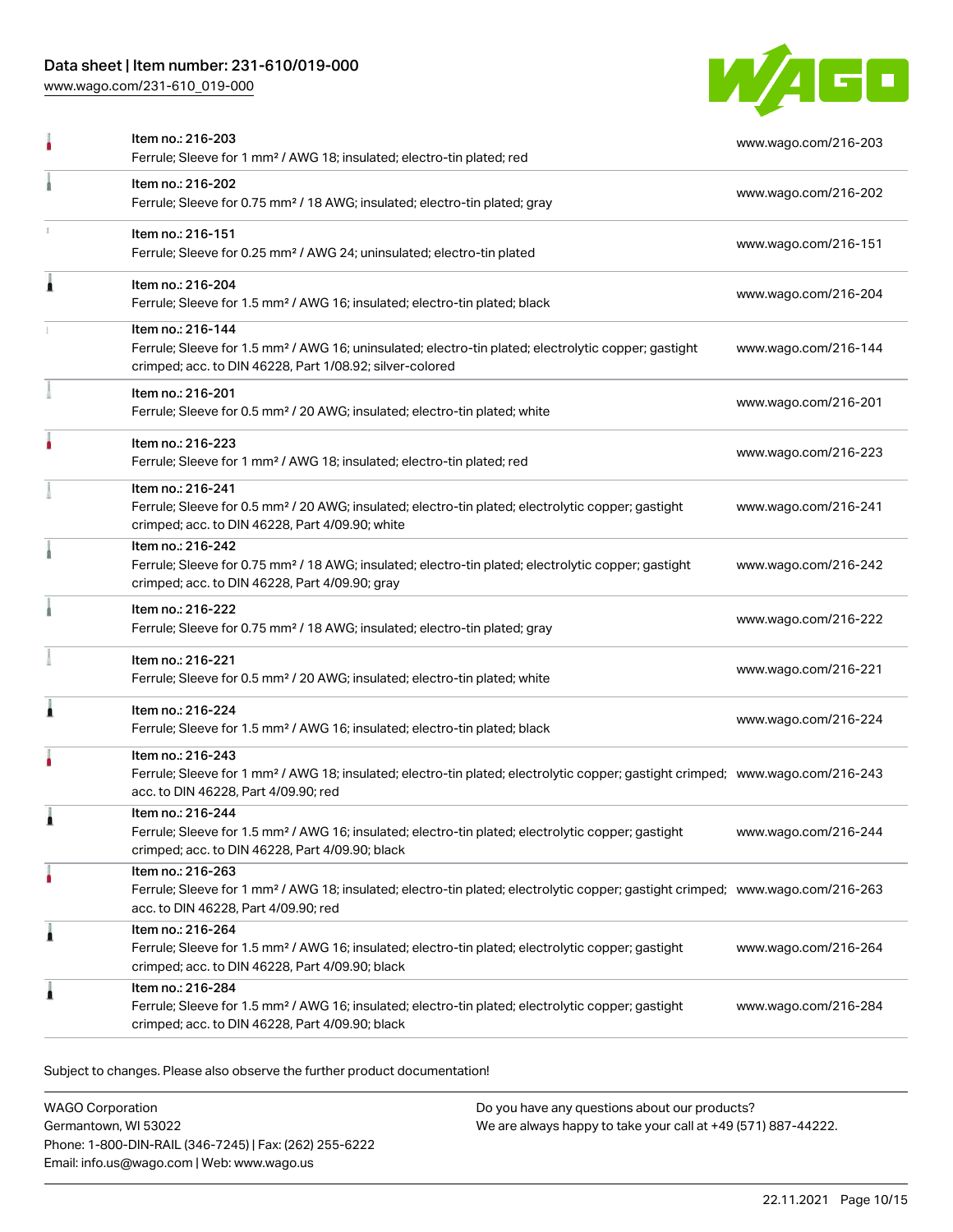| | | |
|---|---|---|
| | Item no.: 216-203<br>Ferrule; Sleeve for 1 mm² / AWG 18; insulated; electro-tin plated; red | www.wago.com/216-203 |
| | Item no.: 216-202<br>Ferrule; Sleeve for 0.75 mm² / 18 AWG; insulated; electro-tin plated; gray | www.wago.com/216-202 |
| | Item no.: 216-151<br>Ferrule; Sleeve for 0.25 mm² / AWG 24; uninsulated; electro-tin plated | www.wago.com/216-151 |
| | Item no.: 216-204<br>Ferrule; Sleeve for 1.5 mm² / AWG 16; insulated; electro-tin plated; black | www.wago.com/216-204 |
| | Item no.: 216-144<br>Ferrule; Sleeve for 1.5 mm² / AWG 16; uninsulated; electro-tin plated; electrolytic copper; gastight crimped; acc. to DIN 46228, Part 1/08.92; silver-colored | www.wago.com/216-144 |
| | Item no.: 216-201<br>Ferrule; Sleeve for 0.5 mm² / 20 AWG; insulated; electro-tin plated; white | www.wago.com/216-201 |
| | Item no.: 216-223<br>Ferrule; Sleeve for 1 mm² / AWG 18; insulated; electro-tin plated; red | www.wago.com/216-223 |
| | Item no.: 216-241<br>Ferrule; Sleeve for 0.5 mm² / 20 AWG; insulated; electro-tin plated; electrolytic copper; gastight crimped; acc. to DIN 46228, Part 4/09.90; white | www.wago.com/216-241 |
| | Item no.: 216-242<br>Ferrule; Sleeve for 0.75 mm² / 18 AWG; insulated; electro-tin plated; electrolytic copper; gastight crimped; acc. to DIN 46228, Part 4/09.90; gray | www.wago.com/216-242 |
| | Item no.: 216-222<br>Ferrule; Sleeve for 0.75 mm² / 18 AWG; insulated; electro-tin plated; gray | www.wago.com/216-222 |
| | Item no.: 216-221<br>Ferrule; Sleeve for 0.5 mm² / 20 AWG; insulated; electro-tin plated; white | www.wago.com/216-221 |
| | Item no.: 216-224<br>Ferrule; Sleeve for 1.5 mm² / AWG 16; insulated; electro-tin plated; black | www.wago.com/216-224 |
| | Item no.: 216-243<br>Ferrule; Sleeve for 1 mm² / AWG 18; insulated; electro-tin plated; electrolytic copper; gastight crimped; acc. to DIN 46228, Part 4/09.90; red | www.wago.com/216-243 |
| | Item no.: 216-244<br>Ferrule; Sleeve for 1.5 mm² / AWG 16; insulated; electro-tin plated; electrolytic copper; gastight crimped; acc. to DIN 46228, Part 4/09.90; black | www.wago.com/216-244 |
| | Item no.: 216-263<br>Ferrule; Sleeve for 1 mm² / AWG 18; insulated; electro-tin plated; electrolytic copper; gastight crimped; acc. to DIN 46228, Part 4/09.90; red | www.wago.com/216-263 |
| | Item no.: 216-264<br>Ferrule; Sleeve for 1.5 mm² / AWG 16; insulated; electro-tin plated; electrolytic copper; gastight crimped; acc. to DIN 46228, Part 4/09.90; black | www.wago.com/216-264 |
| | Item no.: 216-284<br>Ferrule; Sleeve for 1.5 mm² / AWG 16; insulated; electro-tin plated; electrolytic copper; gastight crimped; acc. to DIN 46228, Part 4/09.90; black | www.wago.com/216-284 |

Subject to changes. Please also observe the further product documentation!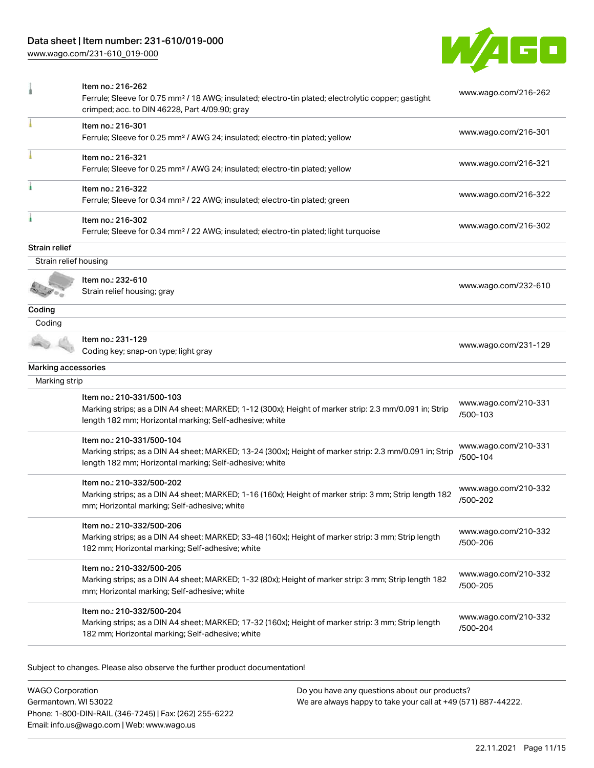| | | |
|---|---|---|
| | Item no.: 216-262<br>Ferrule; Sleeve for 0.75 mm² / 18 AWG; insulated; electro-tin plated; electrolytic copper; gastight crimped; acc. to DIN 46228, Part 4/09.90; gray | www.wago.com/216-262 |
| | Item no.: 216-301<br>Ferrule; Sleeve for 0.25 mm² / AWG 24; insulated; electro-tin plated; yellow | www.wago.com/216-301 |
| | Item no.: 216-321<br>Ferrule; Sleeve for 0.25 mm² / AWG 24; insulated; electro-tin plated; yellow | www.wago.com/216-321 |
| | Item no.: 216-322<br>Ferrule; Sleeve for 0.34 mm² / 22 AWG; insulated; electro-tin plated; green | www.wago.com/216-322 |
| | Item no.: 216-302<br>Ferrule; Sleeve for 0.34 mm² / 22 AWG; insulated; electro-tin plated; light turquoise | www.wago.com/216-302 |

**Strain relief**

Strain relief housing

| | | |
|---|---|---|
| | Item no.: 232-610<br>Strain relief housing; gray | www.wago.com/232-610 |

**Coding**

Coding

| | | |
|---|---|---|
| | Item no.: 231-129<br>Coding key; snap-on type; light gray | www.wago.com/231-129 |

**Marking accessories**

Marking strip

| | | |
|---|---|---|
| | Item no.: 210-331/500-103<br>Marking strips; as a DIN A4 sheet; MARKED; 1-12 (300x); Height of marker strip: 2.3 mm/0.091 in; Strip length 182 mm; Horizontal marking; Self-adhesive; white | www.wago.com/210-331/500-103 |
| | Item no.: 210-331/500-104<br>Marking strips; as a DIN A4 sheet; MARKED; 13-24 (300x); Height of marker strip: 2.3 mm/0.091 in; Strip length 182 mm; Horizontal marking; Self-adhesive; white | www.wago.com/210-331/500-104 |
| | Item no.: 210-332/500-202<br>Marking strips; as a DIN A4 sheet; MARKED; 1-16 (160x); Height of marker strip: 3 mm; Strip length 182 mm; Horizontal marking; Self-adhesive; white | www.wago.com/210-332/500-202 |
| | Item no.: 210-332/500-206<br>Marking strips; as a DIN A4 sheet; MARKED; 33-48 (160x); Height of marker strip: 3 mm; Strip length 182 mm; Horizontal marking; Self-adhesive; white | www.wago.com/210-332/500-206 |
| | Item no.: 210-332/500-205<br>Marking strips; as a DIN A4 sheet; MARKED; 1-32 (80x); Height of marker strip: 3 mm; Strip length 182 mm; Horizontal marking; Self-adhesive; white | www.wago.com/210-332/500-205 |
| | Item no.: 210-332/500-204<br>Marking strips; as a DIN A4 sheet; MARKED; 17-32 (160x); Height of marker strip: 3 mm; Strip length 182 mm; Horizontal marking; Self-adhesive; white | www.wago.com/210-332/500-204 |

Subject to changes. Please also observe the further product documentation!

WAGO Corporation
Germantown, WI 53022
Phone: 1-800-DIN-RAIL (346-7245) | Fax: (262) 255-6222
Email: info.us@wago.com | Web: www.wago.us

Do you have any questions about our products?
We are always happy to take your call at +49 (571) 887-44222.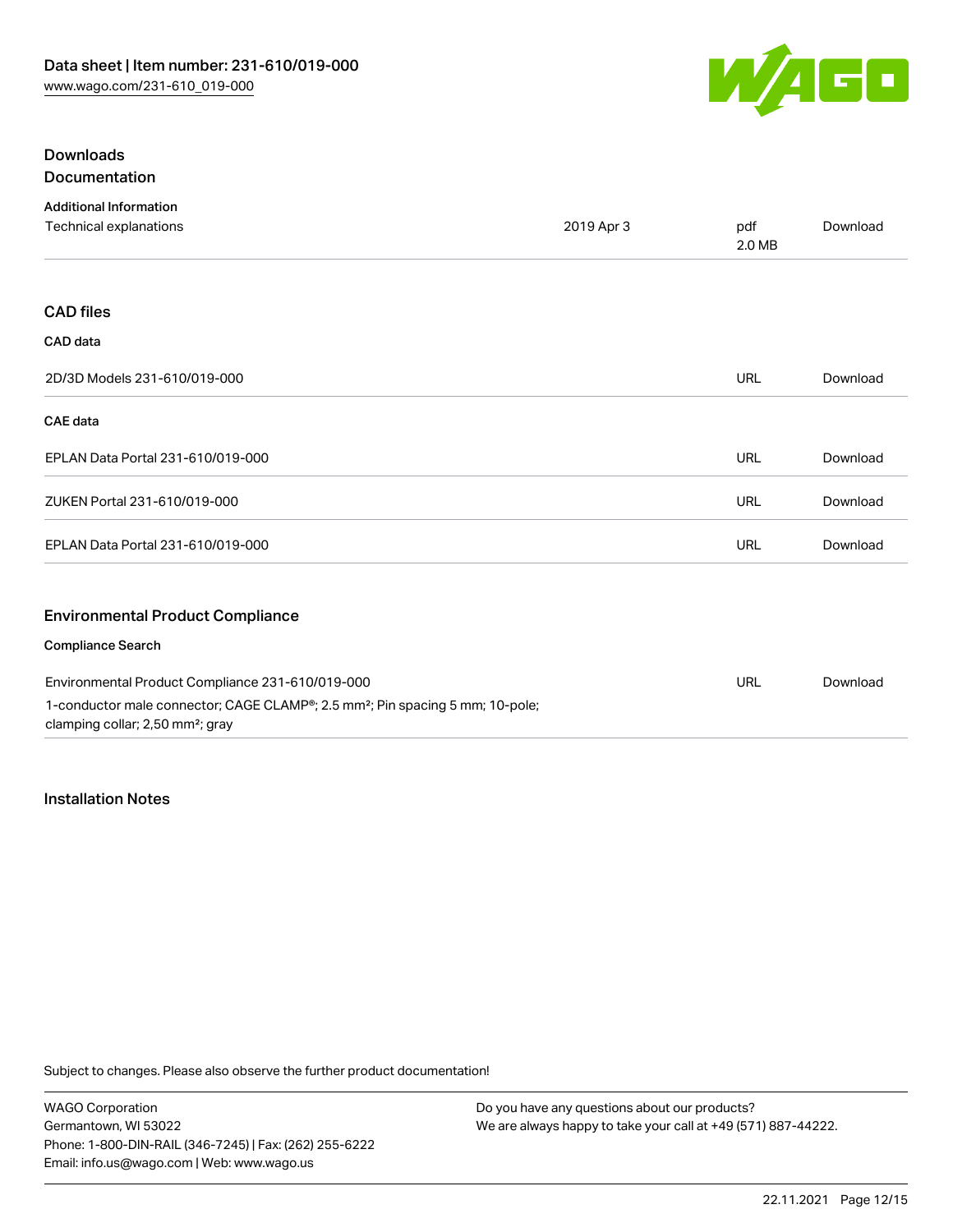## Downloads

### Documentation

**Additional Information**

| | | | |
|---|---|---|---|
| Technical explanations | 2019 Apr 3 | pdf 2.0 MB | Download |

### CAD files

**CAD data**

| | | |
|---|---|---|
| 2D/3D Models 231-610/019-000 | URL | Download |

**CAE data**

| | | |
|---|---|---|
| EPLAN Data Portal 231-610/019-000 | URL | Download |
| ZUKEN Portal 231-610/019-000 | URL | Download |
| EPLAN Data Portal 231-610/019-000 | URL | Download |

### Environmental Product Compliance

**Compliance Search**

| | | |
|---|---|---|
| Environmental Product Compliance 231-610/019-000<br>1-conductor male connector; CAGE CLAMP®; 2.5 mm²; Pin spacing 5 mm; 10-pole; clamping collar; 2,50 mm²; gray | URL | Download |

## Installation Notes

Subject to changes. Please also observe the further product documentation!

WAGO Corporation
Germantown, WI 53022
Phone: 1-800-DIN-RAIL (346-7245) | Fax: (262) 255-6222
Email: info.us@wago.com | Web: www.wago.us

Do you have any questions about our products?
We are always happy to take your call at +49 (571) 887-44222.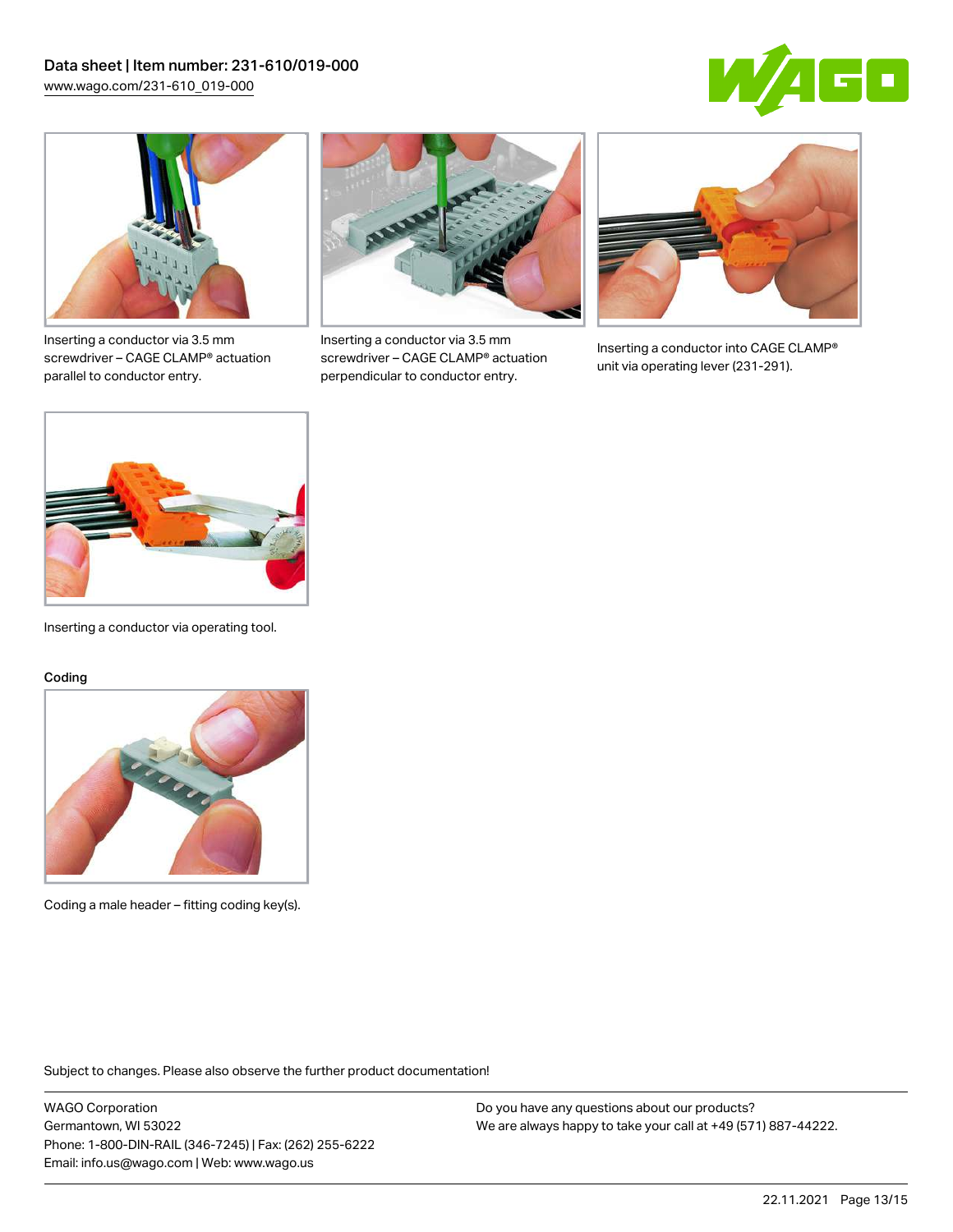Inserting a conductor via 3.5 mm screwdriver – CAGE CLAMP® actuation parallel to conductor entry.

Inserting a conductor via 3.5 mm screwdriver – CAGE CLAMP® actuation perpendicular to conductor entry.

Inserting a conductor into CAGE CLAMP® unit via operating lever (231-291).

Inserting a conductor via operating tool.

## Coding

Coding a male header – fitting coding key(s).

Subject to changes. Please also observe the further product documentation!

WAGO Corporation
Germantown, WI 53022
Phone: 1-800-DIN-RAIL (346-7245) | Fax: (262) 255-6222
Email: info.us@wago.com | Web: www.wago.us

Do you have any questions about our products?
We are always happy to take your call at +49 (571) 887-44222.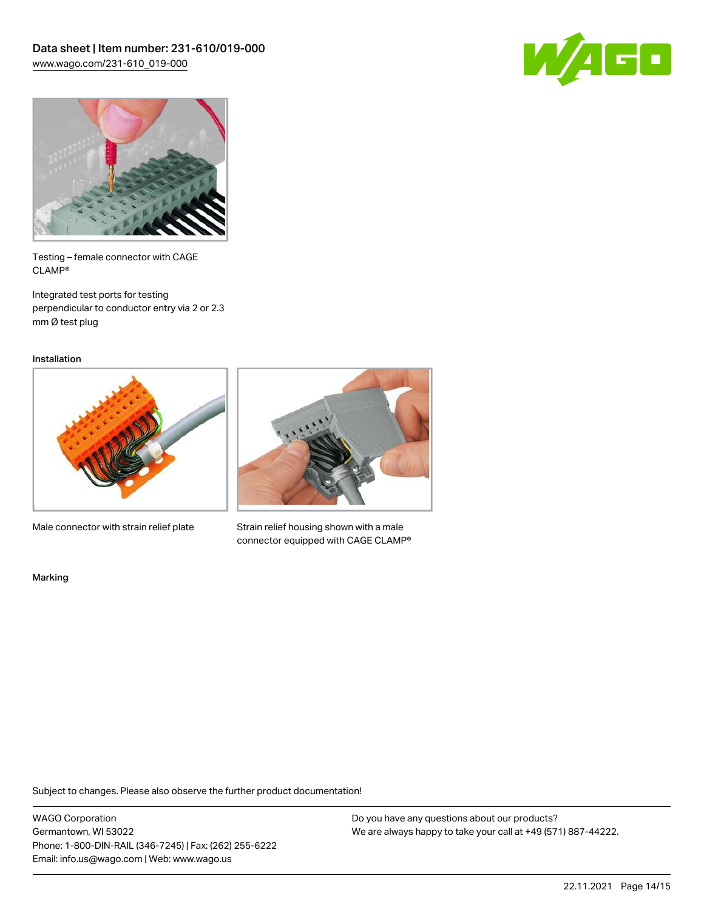Testing – female connector with CAGE CLAMP®

Integrated test ports for testing perpendicular to conductor entry via 2 or 2.3 mm Ø test plug

Installation

Male connector with strain relief plate

Strain relief housing shown with a male connector equipped with CAGE CLAMP®

Marking

Subject to changes. Please also observe the further product documentation!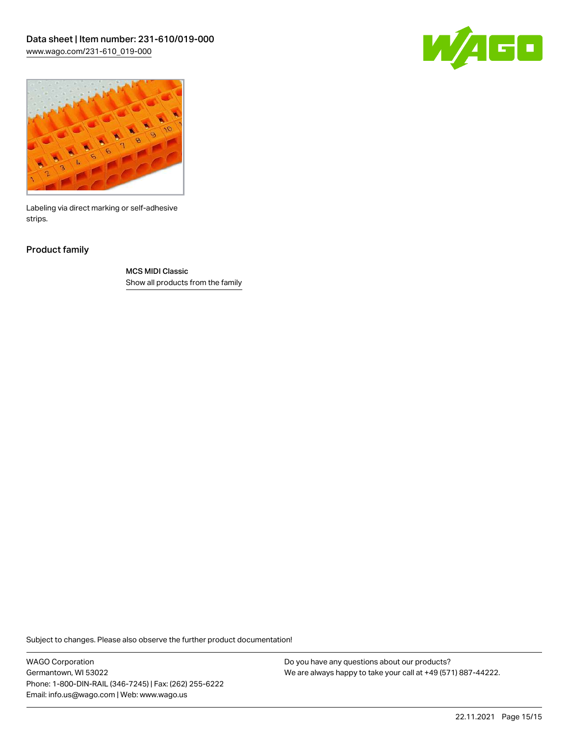Labeling via direct marking or self-adhesive strips.

## Product family

**MCS MIDI Classic**

Show all products from the family

Subject to changes. Please also observe the further product documentation!

WAGO Corporation
Germantown, WI 53022
Phone: 1-800-DIN-RAIL (346-7245) | Fax: (262) 255-6222
Email: info.us@wago.com | Web: www.wago.us

Do you have any questions about our products?
We are always happy to take your call at +49 (571) 887-44222.